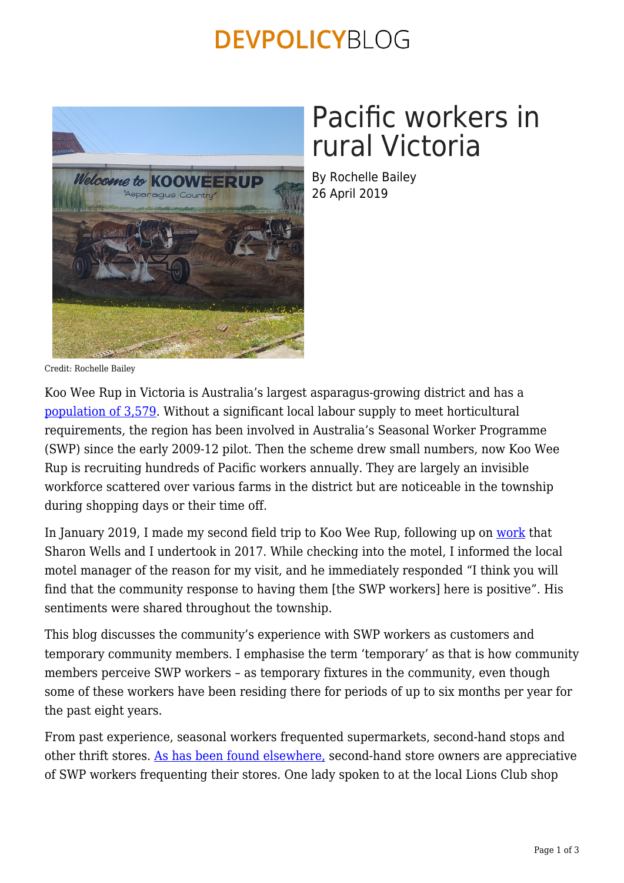# Pacific workers in rural Victoria

By Rochelle Bailey
26 April 2019

Credit: Rochelle Bailey

Koo Wee Rup in Victoria is Australia's largest asparagus-growing district and has a population of 3,579. Without a significant local labour supply to meet horticultural requirements, the region has been involved in Australia's Seasonal Worker Programme (SWP) since the early 2009-12 pilot. Then the scheme drew small numbers, now Koo Wee Rup is recruiting hundreds of Pacific workers annually. They are largely an invisible workforce scattered over various farms in the district but are noticeable in the township during shopping days or their time off.

In January 2019, I made my second field trip to Koo Wee Rup, following up on work that Sharon Wells and I undertook in 2017. While checking into the motel, I informed the local motel manager of the reason for my visit, and he immediately responded "I think you will find that the community response to having them [the SWP workers] here is positive". His sentiments were shared throughout the township.

This blog discusses the community's experience with SWP workers as customers and temporary community members. I emphasise the term 'temporary' as that is how community members perceive SWP workers – as temporary fixtures in the community, even though some of these workers have been residing there for periods of up to six months per year for the past eight years.

From past experience, seasonal workers frequented supermarkets, second-hand stops and other thrift stores. As has been found elsewhere, second-hand store owners are appreciative of SWP workers frequenting their stores. One lady spoken to at the local Lions Club shop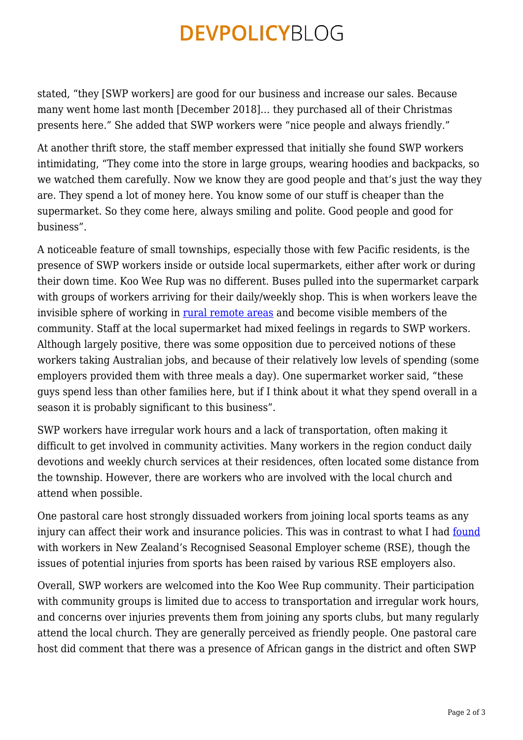stated, "they [SWP workers] are good for our business and increase our sales. Because many went home last month [December 2018]… they purchased all of their Christmas presents here." She added that SWP workers were "nice people and always friendly."

At another thrift store, the staff member expressed that initially she found SWP workers intimidating, "They come into the store in large groups, wearing hoodies and backpacks, so we watched them carefully. Now we know they are good people and that's just the way they are. They spend a lot of money here. You know some of our stuff is cheaper than the supermarket. So they come here, always smiling and polite. Good people and good for business".

A noticeable feature of small townships, especially those with few Pacific residents, is the presence of SWP workers inside or outside local supermarkets, either after work or during their down time. Koo Wee Rup was no different. Buses pulled into the supermarket carpark with groups of workers arriving for their daily/weekly shop. This is when workers leave the invisible sphere of working in rural remote areas and become visible members of the community. Staff at the local supermarket had mixed feelings in regards to SWP workers. Although largely positive, there was some opposition due to perceived notions of these workers taking Australian jobs, and because of their relatively low levels of spending (some employers provided them with three meals a day). One supermarket worker said, "these guys spend less than other families here, but if I think about it what they spend overall in a season it is probably significant to this business".

SWP workers have irregular work hours and a lack of transportation, often making it difficult to get involved in community activities. Many workers in the region conduct daily devotions and weekly church services at their residences, often located some distance from the township. However, there are workers who are involved with the local church and attend when possible.

One pastoral care host strongly dissuaded workers from joining local sports teams as any injury can affect their work and insurance policies. This was in contrast to what I had found with workers in New Zealand's Recognised Seasonal Employer scheme (RSE), though the issues of potential injuries from sports has been raised by various RSE employers also.

Overall, SWP workers are welcomed into the Koo Wee Rup community. Their participation with community groups is limited due to access to transportation and irregular work hours, and concerns over injuries prevents them from joining any sports clubs, but many regularly attend the local church. They are generally perceived as friendly people. One pastoral care host did comment that there was a presence of African gangs in the district and often SWP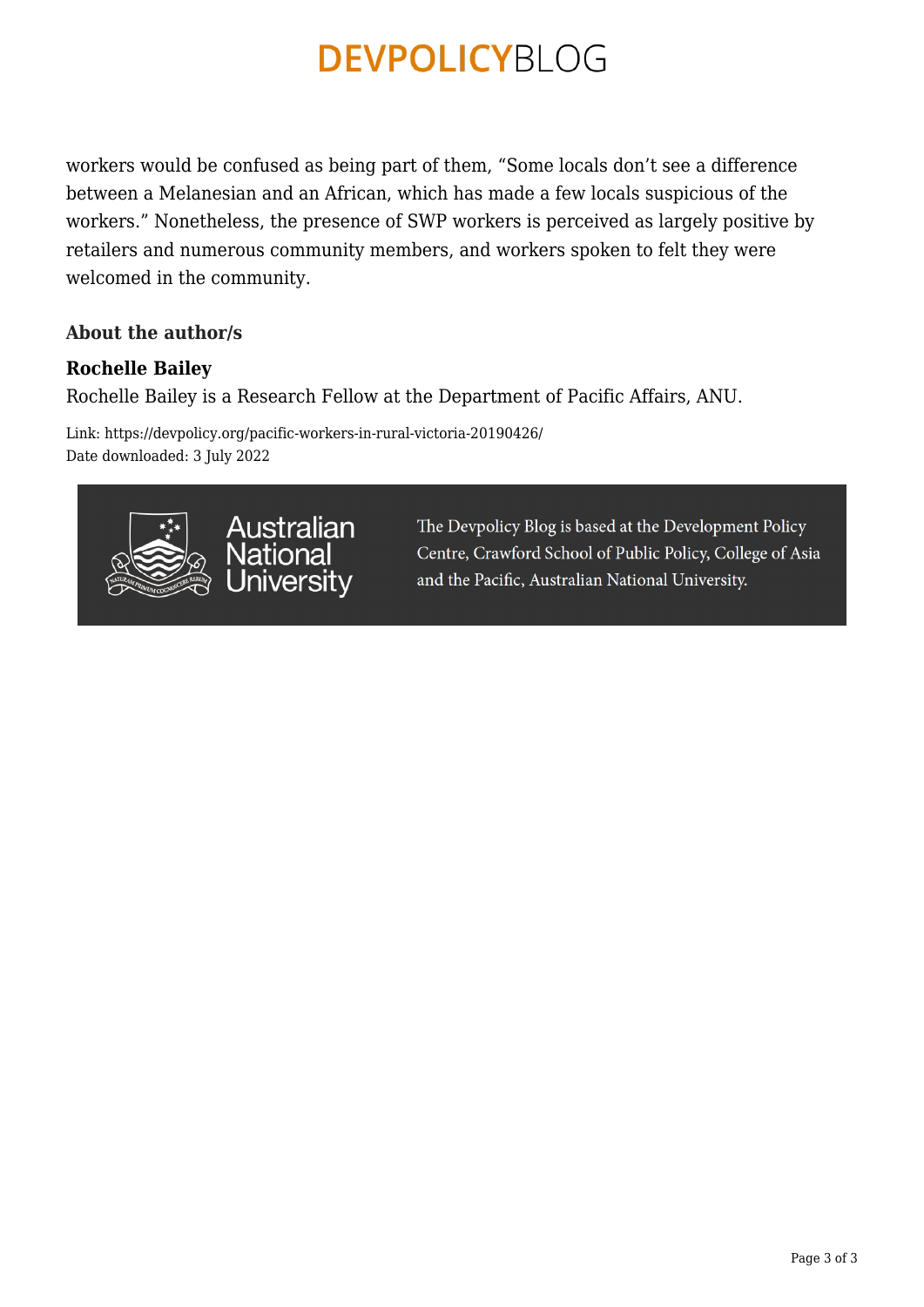workers would be confused as being part of them, “Some locals don’t see a difference between a Melanesian and an African, which has made a few locals suspicious of the workers.” Nonetheless, the presence of SWP workers is perceived as largely positive by retailers and numerous community members, and workers spoken to felt they were welcomed in the community.

### About the author/s

**Rochelle Bailey**

Rochelle Bailey is a Research Fellow at the Department of Pacific Affairs, ANU.

Link: https://devpolicy.org/pacific-workers-in-rural-victoria-20190426/
Date downloaded: 3 July 2022

Australian National University

The Devpolicy Blog is based at the Development Policy Centre, Crawford School of Public Policy, College of Asia and the Pacific, Australian National University.